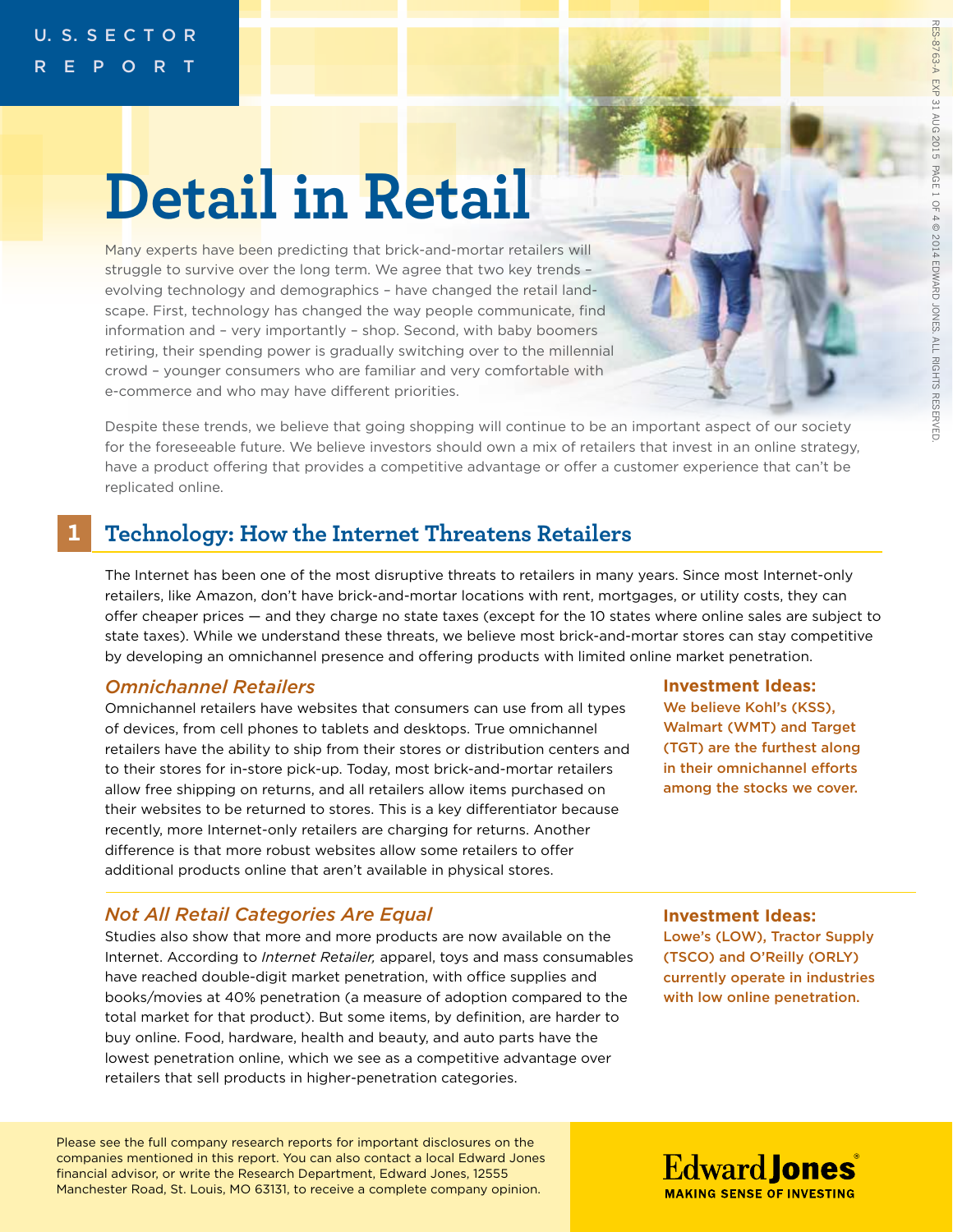U. S. SECTOR REPORT

# Detail in Retail

Many experts have been predicting that brick-and-mortar retailers will struggle to survive over the long term. We agree that two key trends – evolving technology and demographics – have changed the retail landscape. First, technology has changed the way people communicate, find information and – very importantly – shop. Second, with baby boomers retiring, their spending power is gradually switching over to the millennial crowd – younger consumers who are familiar and very comfortable with e-commerce and who may have different priorities.

Despite these trends, we believe that going shopping will continue to be an important aspect of our society for the foreseeable future. We believe investors should own a mix of retailers that invest in an online strategy, have a product offering that provides a competitive advantage or offer a customer experience that can't be replicated online.

## 1 Technology: How the Internet Threatens Retailers

The Internet has been one of the most disruptive threats to retailers in many years. Since most Internet-only retailers, like Amazon, don't have brick-and-mortar locations with rent, mortgages, or utility costs, they can offer cheaper prices — and they charge no state taxes (except for the 10 states where online sales are subject to state taxes). While we understand these threats, we believe most brick-and-mortar stores can stay competitive by developing an omnichannel presence and offering products with limited online market penetration.

### *Omnichannel Retailers*

Omnichannel retailers have websites that consumers can use from all types of devices, from cell phones to tablets and desktops. True omnichannel retailers have the ability to ship from their stores or distribution centers and to their stores for in-store pick-up. Today, most brick-and-mortar retailers allow free shipping on returns, and all retailers allow items purchased on their websites to be returned to stores. This is a key differentiator because recently, more Internet-only retailers are charging for returns. Another difference is that more robust websites allow some retailers to offer additional products online that aren't available in physical stores.

**Investment Ideas:**
**We believe Kohl's (KSS), Walmart (WMT) and Target (TGT) are the furthest along in their omnichannel efforts among the stocks we cover.**

### *Not All Retail Categories Are Equal*

Studies also show that more and more products are now available on the Internet. According to *Internet Retailer,* apparel, toys and mass consumables have reached double-digit market penetration, with office supplies and books/movies at 40% penetration (a measure of adoption compared to the total market for that product). But some items, by definition, are harder to buy online. Food, hardware, health and beauty, and auto parts have the lowest penetration online, which we see as a competitive advantage over retailers that sell products in higher-penetration categories.

**Investment Ideas:**
**Lowe's (LOW), Tractor Supply (TSCO) and O'Reilly (ORLY) currently operate in industries with low online penetration.**

Please see the full company research reports for important disclosures on the companies mentioned in this report. You can also contact a local Edward Jones financial advisor, or write the Research Department, Edward Jones, 12555 Manchester Road, St. Louis, MO 63131, to receive a complete company opinion.

Edward Jones®
MAKING SENSE OF INVESTING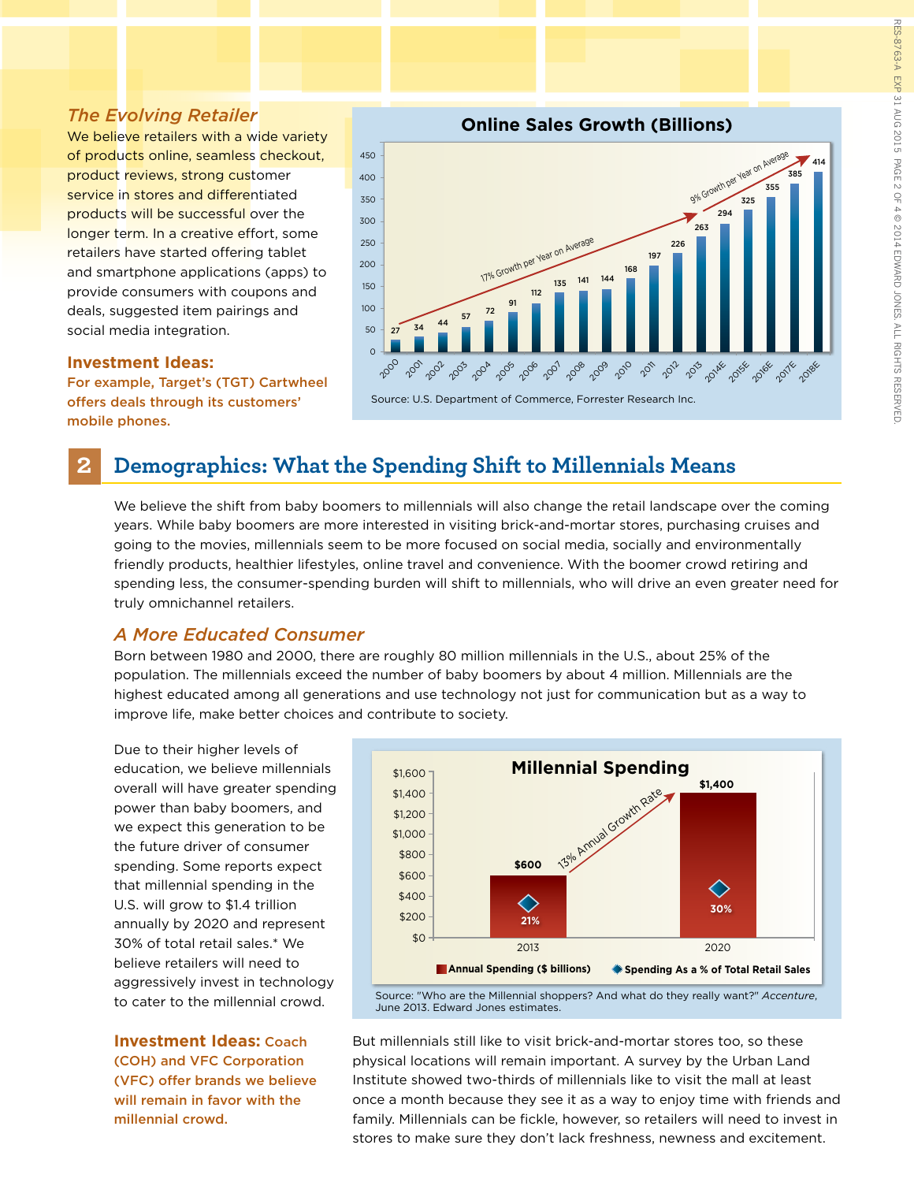### *The Evolving Retailer*

We believe retailers with a wide variety of products online, seamless checkout, product reviews, strong customer service in stores and differentiated products will be successful over the longer term. In a creative effort, some retailers have started offering tablet and smartphone applications (apps) to provide consumers with coupons and deals, suggested item pairings and social media integration.

**Investment Ideas:**

**For example, Target's (TGT) Cartwheel offers deals through its customers' mobile phones.**

**Online Sales Growth (Billions)**

| Year | Sales |
|---|---|
| 2000 | 27 |
| 2001 | 34 |
| 2002 | 44 |
| 2003 | 57 |
| 2004 | 72 |
| 2005 | 91 |
| 2006 | 112 |
| 2007 | 135 |
| 2008 | 141 |
| 2009 | 144 |
| 2010 | 168 |
| 2011 | 197 |
| 2012 | 226 |
| 2013 | 263 |
| 2014E | 294 |
| 2015E | 325 |
| 2016E | 355 |
| 2017E | 385 |
| 2018E | 414 |

17% Growth per Year on Average (2000–2013); 9% Growth per Year on Average (2013–2018E)

Source: U.S. Department of Commerce, Forrester Research Inc.

## 2 Demographics: What the Spending Shift to Millennials Means

We believe the shift from baby boomers to millennials will also change the retail landscape over the coming years. While baby boomers are more interested in visiting brick-and-mortar stores, purchasing cruises and going to the movies, millennials seem to be more focused on social media, socially and environmentally friendly products, healthier lifestyles, online travel and convenience. With the boomer crowd retiring and spending less, the consumer-spending burden will shift to millennials, who will drive an even greater need for truly omnichannel retailers.

### *A More Educated Consumer*

Born between 1980 and 2000, there are roughly 80 million millennials in the U.S., about 25% of the population. The millennials exceed the number of baby boomers by about 4 million. Millennials are the highest educated among all generations and use technology not just for communication but as a way to improve life, make better choices and contribute to society.

Due to their higher levels of education, we believe millennials overall will have greater spending power than baby boomers, and we expect this generation to be the future driver of consumer spending. Some reports expect that millennial spending in the U.S. will grow to $1.4 trillion annually by 2020 and represent 30% of total retail sales.* We believe retailers will need to aggressively invest in technology to cater to the millennial crowd.

**Investment Ideas: Coach (COH) and VFC Corporation (VFC) offer brands we believe will remain in favor with the millennial crowd.**

**Millennial Spending**

| Year | Annual Spending ($ billions) | Spending As a % of Total Retail Sales |
|---|---|---|
| 2013 | $600 | 21% |
| 2020 | $1,400 | 30% |

13% Annual Growth Rate

Source: "Who are the Millennial shoppers? And what do they really want?" *Accenture*, June 2013. Edward Jones estimates.

But millennials still like to visit brick-and-mortar stores too, so these physical locations will remain important. A survey by the Urban Land Institute showed two-thirds of millennials like to visit the mall at least once a month because they see it as a way to enjoy time with friends and family. Millennials can be fickle, however, so retailers will need to invest in stores to make sure they don't lack freshness, newness and excitement.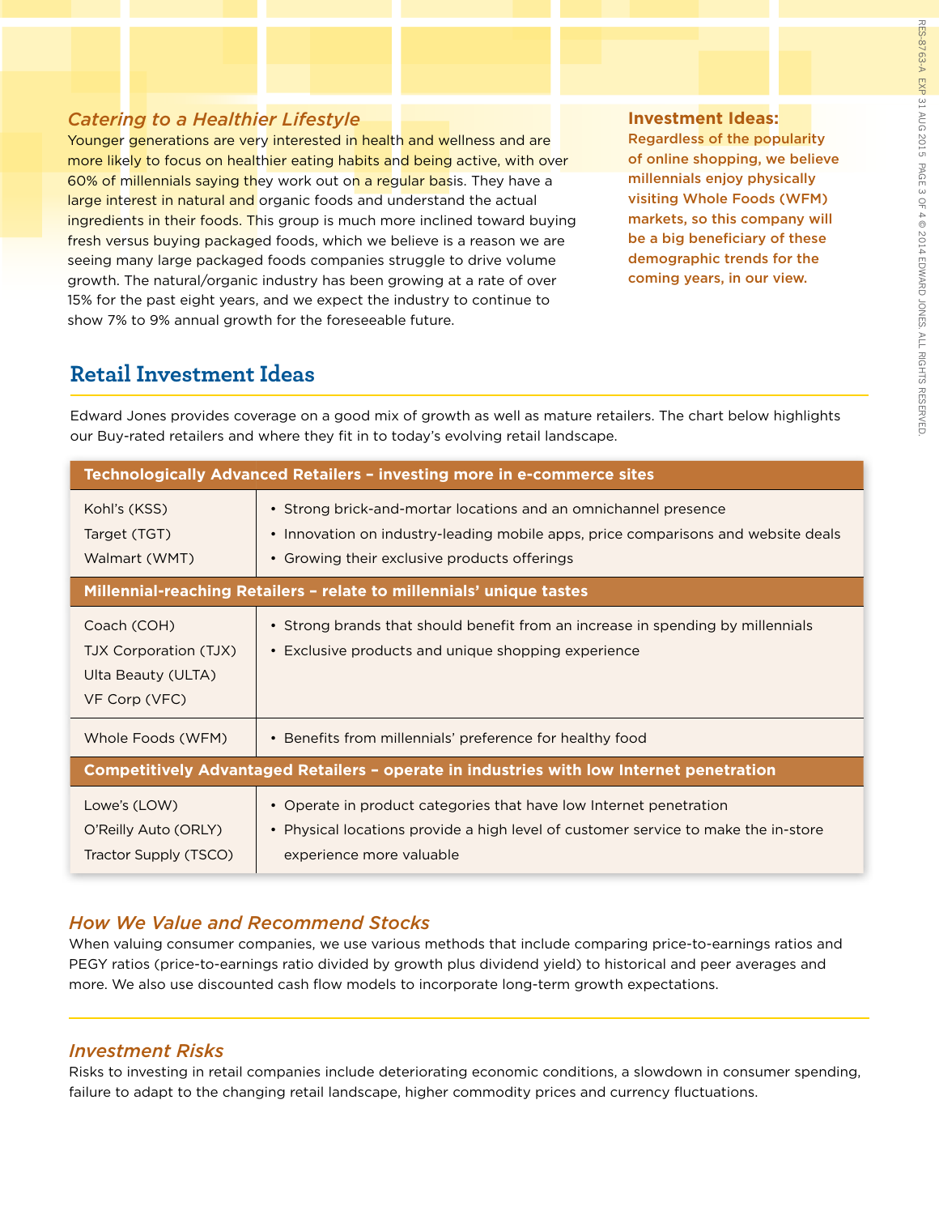### *Catering to a Healthier Lifestyle*

Younger generations are very interested in health and wellness and are more likely to focus on healthier eating habits and being active, with over 60% of millennials saying they work out on a regular basis. They have a large interest in natural and organic foods and understand the actual ingredients in their foods. This group is much more inclined toward buying fresh versus buying packaged foods, which we believe is a reason we are seeing many large packaged foods companies struggle to drive volume growth. The natural/organic industry has been growing at a rate of over 15% for the past eight years, and we expect the industry to continue to show 7% to 9% annual growth for the foreseeable future.

**Investment Ideas:**

**Regardless of the popularity of online shopping, we believe millennials enjoy physically visiting Whole Foods (WFM) markets, so this company will be a big beneficiary of these demographic trends for the coming years, in our view.**

## Retail Investment Ideas

Edward Jones provides coverage on a good mix of growth as well as mature retailers. The chart below highlights our Buy-rated retailers and where they fit in to today's evolving retail landscape.

| **Technologically Advanced Retailers – investing more in e-commerce sites** | |
|---|---|
| Kohl's (KSS)<br>Target (TGT)<br>Walmart (WMT) | • Strong brick-and-mortar locations and an omnichannel presence<br>• Innovation on industry-leading mobile apps, price comparisons and website deals<br>• Growing their exclusive products offerings |
| **Millennial-reaching Retailers – relate to millennials' unique tastes** | |
| Coach (COH)<br>TJX Corporation (TJX)<br>Ulta Beauty (ULTA)<br>VF Corp (VFC) | • Strong brands that should benefit from an increase in spending by millennials<br>• Exclusive products and unique shopping experience |
| Whole Foods (WFM) | • Benefits from millennials' preference for healthy food |
| **Competitively Advantaged Retailers – operate in industries with low Internet penetration** | |
| Lowe's (LOW)<br>O'Reilly Auto (ORLY)<br>Tractor Supply (TSCO) | • Operate in product categories that have low Internet penetration<br>• Physical locations provide a high level of customer service to make the in-store experience more valuable |

### *How We Value and Recommend Stocks*

When valuing consumer companies, we use various methods that include comparing price-to-earnings ratios and PEGY ratios (price-to-earnings ratio divided by growth plus dividend yield) to historical and peer averages and more. We also use discounted cash flow models to incorporate long-term growth expectations.

### *Investment Risks*

Risks to investing in retail companies include deteriorating economic conditions, a slowdown in consumer spending, failure to adapt to the changing retail landscape, higher commodity prices and currency fluctuations.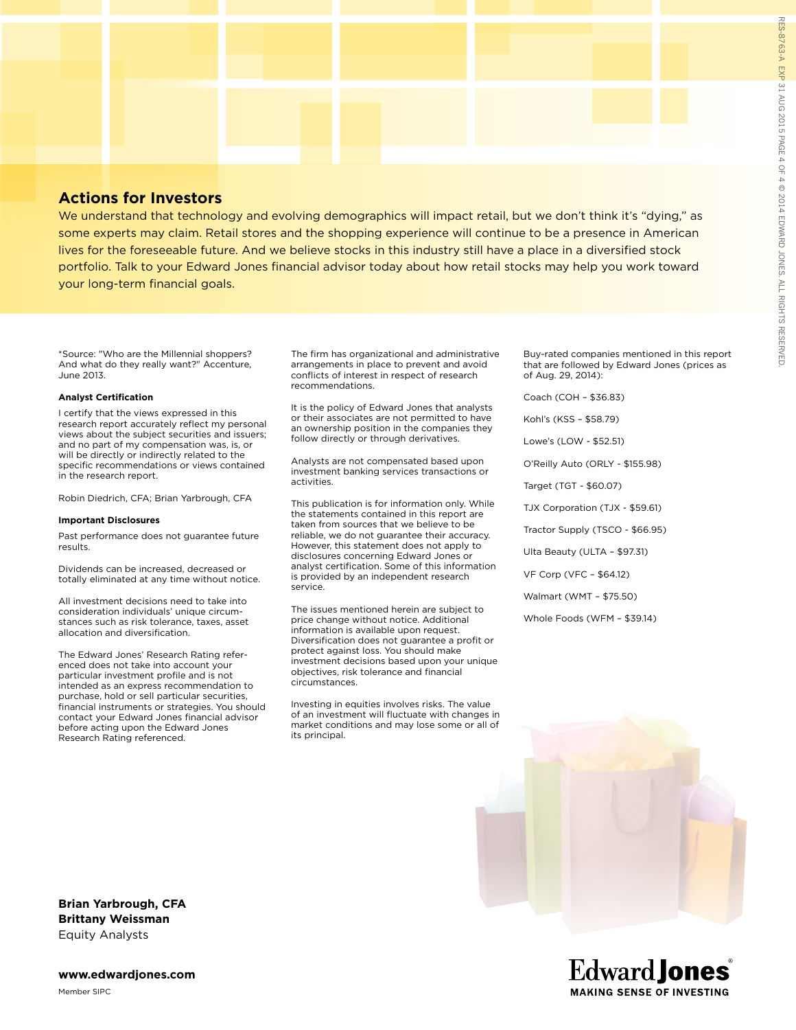## Actions for Investors

We understand that technology and evolving demographics will impact retail, but we don't think it's "dying," as some experts may claim. Retail stores and the shopping experience will continue to be a presence in American lives for the foreseeable future. And we believe stocks in this industry still have a place in a diversified stock portfolio. Talk to your Edward Jones financial advisor today about how retail stocks may help you work toward your long-term financial goals.

*Source: "Who are the Millennial shoppers? And what do they really want?" Accenture, June 2013.

**Analyst Certification**

I certify that the views expressed in this research report accurately reflect my personal views about the subject securities and issuers; and no part of my compensation was, is, or will be directly or indirectly related to the specific recommendations or views contained in the research report.

Robin Diedrich, CFA; Brian Yarbrough, CFA

**Important Disclosures**

Past performance does not guarantee future results.

Dividends can be increased, decreased or totally eliminated at any time without notice.

All investment decisions need to take into consideration individuals' unique circumstances such as risk tolerance, taxes, asset allocation and diversification.

The Edward Jones' Research Rating referenced does not take into account your particular investment profile and is not intended as an express recommendation to purchase, hold or sell particular securities, financial instruments or strategies. You should contact your Edward Jones financial advisor before acting upon the Edward Jones Research Rating referenced.

The firm has organizational and administrative arrangements in place to prevent and avoid conflicts of interest in respect of research recommendations.

It is the policy of Edward Jones that analysts or their associates are not permitted to have an ownership position in the companies they follow directly or through derivatives.

Analysts are not compensated based upon investment banking services transactions or activities.

This publication is for information only. While the statements contained in this report are taken from sources that we believe to be reliable, we do not guarantee their accuracy. However, this statement does not apply to disclosures concerning Edward Jones or analyst certification. Some of this information is provided by an independent research service.

The issues mentioned herein are subject to price change without notice. Additional information is available upon request. Diversification does not guarantee a profit or protect against loss. You should make investment decisions based upon your unique objectives, risk tolerance and financial circumstances.

Investing in equities involves risks. The value of an investment will fluctuate with changes in market conditions and may lose some or all of its principal.

Buy-rated companies mentioned in this report that are followed by Edward Jones (prices as of Aug. 29, 2014):

Coach (COH – $36.83)

Kohl's (KSS – $58.79)

Lowe's (LOW - $52.51)

O'Reilly Auto (ORLY - $155.98)

Target (TGT - $60.07)

TJX Corporation (TJX - $59.61)

Tractor Supply (TSCO - $66.95)

Ulta Beauty (ULTA – $97.31)

VF Corp (VFC – $64.12)

Walmart (WMT – $75.50)

Whole Foods (WFM – $39.14)

**Brian Yarbrough, CFA**
**Brittany Weissman**
Equity Analysts

**www.edwardjones.com**

Member SIPC

Edward Jones
MAKING SENSE OF INVESTING

RES-8763-A EXP 31 AUG 2015 © 2014 EDWARD JONES. ALL RIGHTS RESERVED.